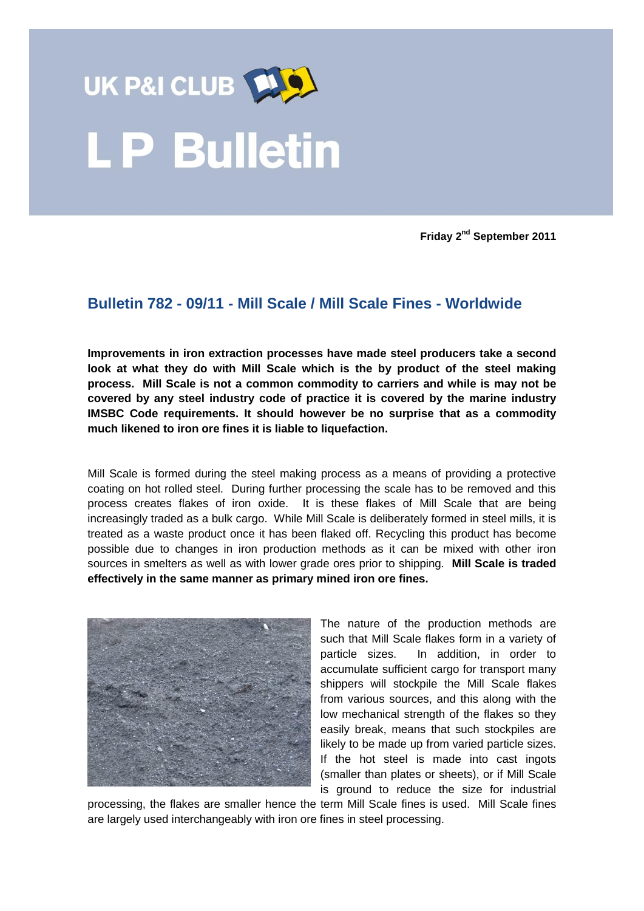# UK P&I CLUB

# L P Bulletin

**Friday 2nd September 2011**

## Bulletin 782 - 09/11 - Mill Scale / Mill Scale Fines - Worldwide

**Improvements in iron extraction processes have made steel producers take a second look at what they do with Mill Scale which is the by product of the steel making process. Mill Scale is not a common commodity to carriers and while is may not be covered by any steel industry code of practice it is covered by the marine industry IMSBC Code requirements. It should however be no surprise that as a commodity much likened to iron ore fines it is liable to liquefaction.**

Mill Scale is formed during the steel making process as a means of providing a protective coating on hot rolled steel. During further processing the scale has to be removed and this process creates flakes of iron oxide. It is these flakes of Mill Scale that are being increasingly traded as a bulk cargo. While Mill Scale is deliberately formed in steel mills, it is treated as a waste product once it has been flaked off. Recycling this product has become possible due to changes in iron production methods as it can be mixed with other iron sources in smelters as well as with lower grade ores prior to shipping. **Mill Scale is traded effectively in the same manner as primary mined iron ore fines.**

The nature of the production methods are such that Mill Scale flakes form in a variety of particle sizes. In addition, in order to accumulate sufficient cargo for transport many shippers will stockpile the Mill Scale flakes from various sources, and this along with the low mechanical strength of the flakes so they easily break, means that such stockpiles are likely to be made up from varied particle sizes. If the hot steel is made into cast ingots (smaller than plates or sheets), or if Mill Scale is ground to reduce the size for industrial processing, the flakes are smaller hence the term Mill Scale fines is used. Mill Scale fines are largely used interchangeably with iron ore fines in steel processing.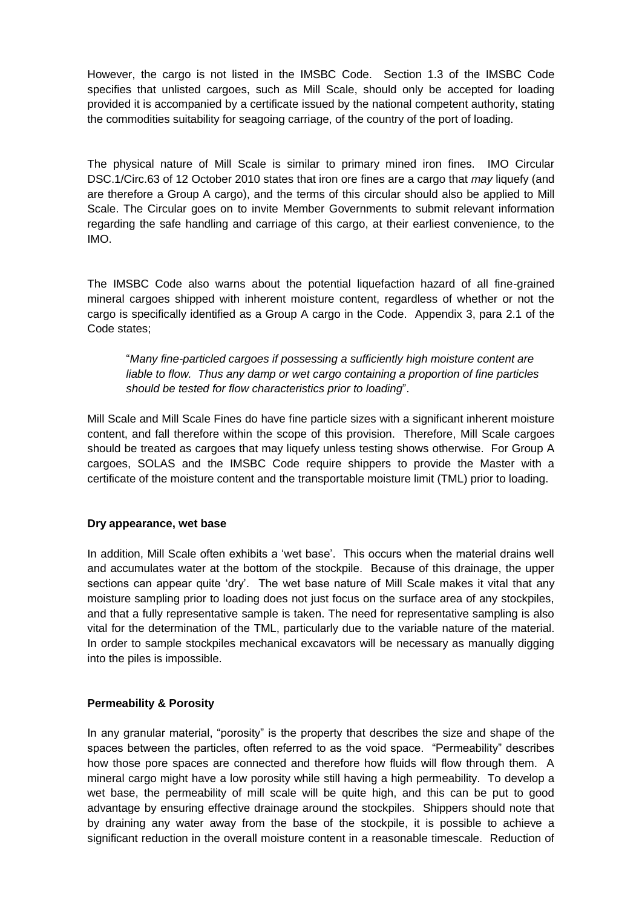However, the cargo is not listed in the IMSBC Code. Section 1.3 of the IMSBC Code specifies that unlisted cargoes, such as Mill Scale, should only be accepted for loading provided it is accompanied by a certificate issued by the national competent authority, stating the commodities suitability for seagoing carriage, of the country of the port of loading.

The physical nature of Mill Scale is similar to primary mined iron fines. IMO Circular DSC.1/Circ.63 of 12 October 2010 states that iron ore fines are a cargo that *may* liquefy (and are therefore a Group A cargo), and the terms of this circular should also be applied to Mill Scale. The Circular goes on to invite Member Governments to submit relevant information regarding the safe handling and carriage of this cargo, at their earliest convenience, to the IMO.

The IMSBC Code also warns about the potential liquefaction hazard of all fine-grained mineral cargoes shipped with inherent moisture content, regardless of whether or not the cargo is specifically identified as a Group A cargo in the Code. Appendix 3, para 2.1 of the Code states;

> "*Many fine-particled cargoes if possessing a sufficiently high moisture content are liable to flow. Thus any damp or wet cargo containing a proportion of fine particles should be tested for flow characteristics prior to loading*".

Mill Scale and Mill Scale Fines do have fine particle sizes with a significant inherent moisture content, and fall therefore within the scope of this provision. Therefore, Mill Scale cargoes should be treated as cargoes that may liquefy unless testing shows otherwise. For Group A cargoes, SOLAS and the IMSBC Code require shippers to provide the Master with a certificate of the moisture content and the transportable moisture limit (TML) prior to loading.

**Dry appearance, wet base**

In addition, Mill Scale often exhibits a 'wet base'. This occurs when the material drains well and accumulates water at the bottom of the stockpile. Because of this drainage, the upper sections can appear quite 'dry'. The wet base nature of Mill Scale makes it vital that any moisture sampling prior to loading does not just focus on the surface area of any stockpiles, and that a fully representative sample is taken. The need for representative sampling is also vital for the determination of the TML, particularly due to the variable nature of the material. In order to sample stockpiles mechanical excavators will be necessary as manually digging into the piles is impossible.

**Permeability & Porosity**

In any granular material, "porosity" is the property that describes the size and shape of the spaces between the particles, often referred to as the void space. "Permeability" describes how those pore spaces are connected and therefore how fluids will flow through them. A mineral cargo might have a low porosity while still having a high permeability. To develop a wet base, the permeability of mill scale will be quite high, and this can be put to good advantage by ensuring effective drainage around the stockpiles. Shippers should note that by draining any water away from the base of the stockpile, it is possible to achieve a significant reduction in the overall moisture content in a reasonable timescale. Reduction of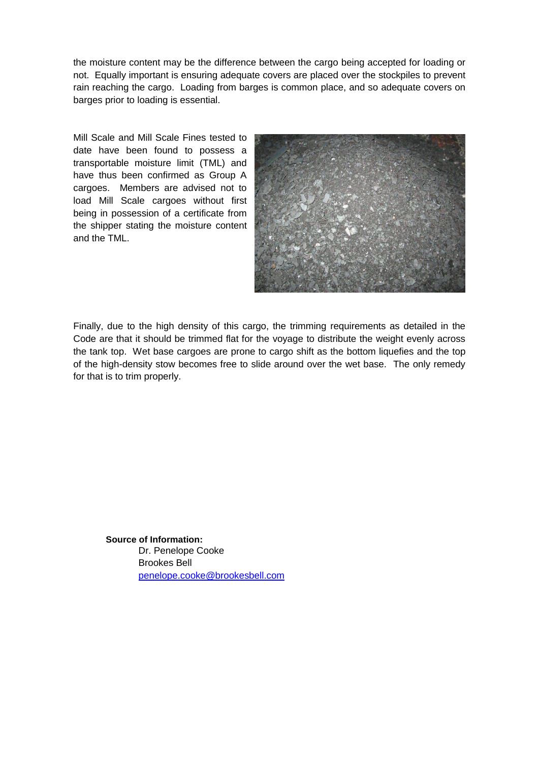the moisture content may be the difference between the cargo being accepted for loading or not. Equally important is ensuring adequate covers are placed over the stockpiles to prevent rain reaching the cargo. Loading from barges is common place, and so adequate covers on barges prior to loading is essential.

Mill Scale and Mill Scale Fines tested to date have been found to possess a transportable moisture limit (TML) and have thus been confirmed as Group A cargoes. Members are advised not to load Mill Scale cargoes without first being in possession of a certificate from the shipper stating the moisture content and the TML.

Finally, due to the high density of this cargo, the trimming requirements as detailed in the Code are that it should be trimmed flat for the voyage to distribute the weight evenly across the tank top. Wet base cargoes are prone to cargo shift as the bottom liquefies and the top of the high-density stow becomes free to slide around over the wet base. The only remedy for that is to trim properly.

**Source of Information:**
Dr. Penelope Cooke
Brookes Bell
penelope.cooke@brookesbell.com